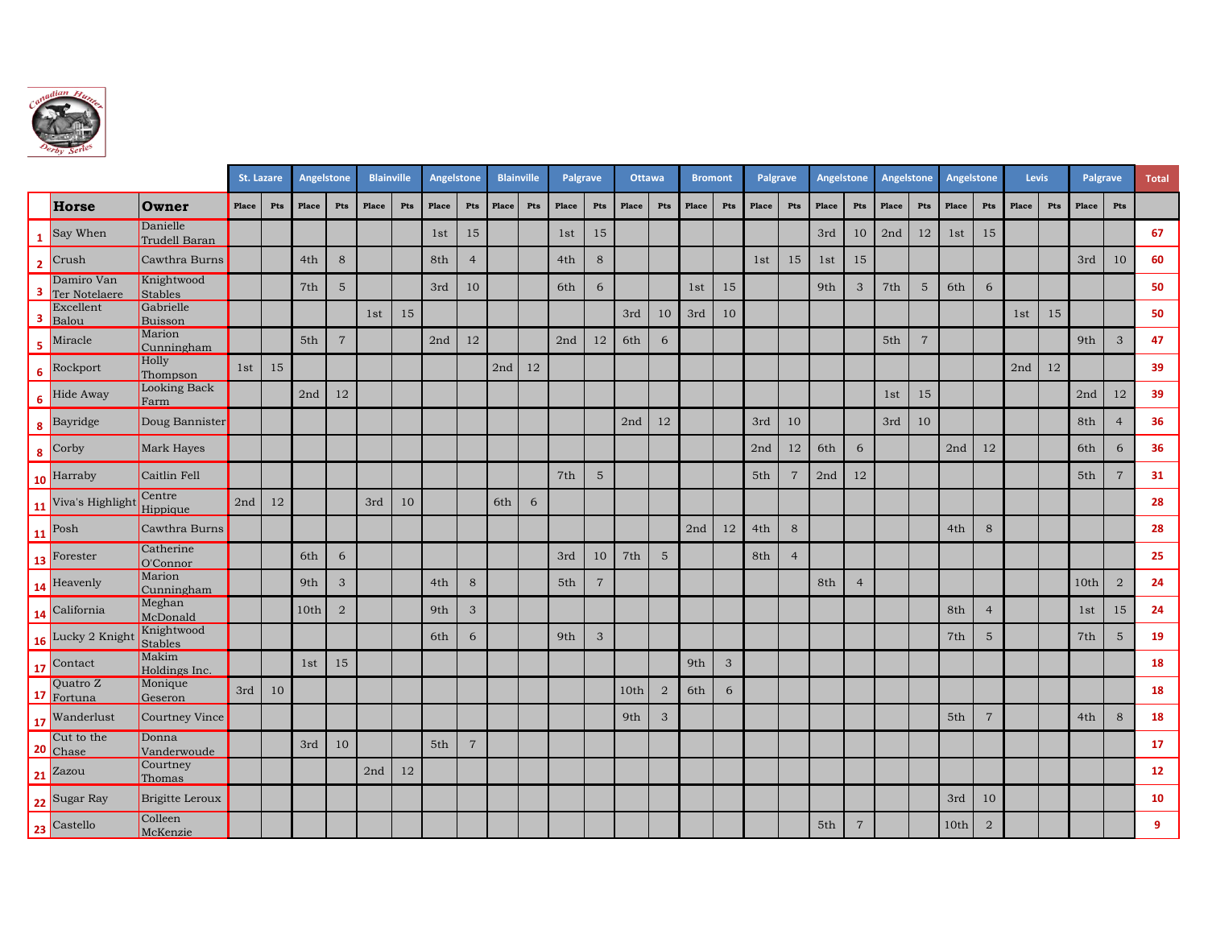| | | | St. Lazare | | Angelstone | | Blainville | | Angelstone | | Blainville | | Palgrave | | Ottawa | | Bromont | | Palgrave | | Angelstone | | Angelstone | | Angelstone | | Levis | | Palgrave | | Total |
|---|---|---|---|---|---|---|---|---|---|---|---|---|---|---|---|---|---|---|---|---|---|---|---|---|---|---|---|---|---|---|---|
| | **Horse** | **Owner** | Place | Pts | Place | Pts | Place | Pts | Place | Pts | Place | Pts | Place | Pts | Place | Pts | Place | Pts | Place | Pts | Place | Pts | Place | Pts | Place | Pts | Place | Pts | Place | Pts | |
| 1 | Say When | Danielle Trudell Baran | | | | | | | 1st | 15 | | | 1st | 15 | | | | | | | 3rd | 10 | 2nd | 12 | 1st | 15 | | | | | 67 |
| 2 | Crush | Cawthra Burns | | | 4th | 8 | | | 8th | 4 | | | 4th | 8 | | | | | 1st | 15 | 1st | 15 | | | | | | | 3rd | 10 | 60 |
| 3 | Damiro Van Ter Notelaere | Knightwood Stables | | | 7th | 5 | | | 3rd | 10 | | | 6th | 6 | | | 1st | 15 | | | 9th | 3 | 7th | 5 | 6th | 6 | | | | | 50 |
| 3 | Excellent Balou | Gabrielle Buisson | | | | | 1st | 15 | | | | | | | 3rd | 10 | 3rd | 10 | | | | | | | | | 1st | 15 | | | 50 |
| 5 | Miracle | Marion Cunningham | | | 5th | 7 | | | 2nd | 12 | | | 2nd | 12 | 6th | 6 | | | | | | | 5th | 7 | | | | | 9th | 3 | 47 |
| 6 | Rockport | Holly Thompson | 1st | 15 | | | | | | | 2nd | 12 | | | | | | | | | | | | | | | 2nd | 12 | | | 39 |
| 6 | Hide Away | Looking Back Farm | | | 2nd | 12 | | | | | | | | | | | | | | | | | 1st | 15 | | | | | 2nd | 12 | 39 |
| 8 | Bayridge | Doug Bannister | | | | | | | | | | | | | 2nd | 12 | | | 3rd | 10 | | | 3rd | 10 | | | | | 8th | 4 | 36 |
| 8 | Corby | Mark Hayes | | | | | | | | | | | | | | | | | 2nd | 12 | 6th | 6 | | | 2nd | 12 | | | 6th | 6 | 36 |
| 10 | Harraby | Caitlin Fell | | | | | | | | | | | 7th | 5 | | | | | 5th | 7 | 2nd | 12 | | | | | | | 5th | 7 | 31 |
| 11 | Viva's Highlight | Centre Hippique | 2nd | 12 | | | 3rd | 10 | | | 6th | 6 | | | | | | | | | | | | | | | | | | | 28 |
| 11 | Posh | Cawthra Burns | | | | | | | | | | | | | | | 2nd | 12 | 4th | 8 | | | | | 4th | 8 | | | | | 28 |
| 13 | Forester | Catherine O'Connor | | | 6th | 6 | | | | | | | 3rd | 10 | 7th | 5 | | | 8th | 4 | | | | | | | | | | | 25 |
| 14 | Heavenly | Marion Cunningham | | | 9th | 3 | | | 4th | 8 | | | 5th | 7 | | | | | | | 8th | 4 | | | | | | | 10th | 2 | 24 |
| 14 | California | Meghan McDonald | | | 10th | 2 | | | 9th | 3 | | | | | | | | | | | | | | | 8th | 4 | | | 1st | 15 | 24 |
| 16 | Lucky 2 Knight | Knightwood Stables | | | | | | | 6th | 6 | | | 9th | 3 | | | | | | | | | | | 7th | 5 | | | 7th | 5 | 19 |
| 17 | Contact | Makim Holdings Inc. | | | 1st | 15 | | | | | | | | | | | 9th | 3 | | | | | | | | | | | | | 18 |
| 17 | Quatro Z Fortuna | Monique Geseron | 3rd | 10 | | | | | | | | | | | 10th | 2 | 6th | 6 | | | | | | | | | | | | | 18 |
| 17 | Wanderlust | Courtney Vince | | | | | | | | | | | | | 9th | 3 | | | | | | | | | 5th | 7 | | | 4th | 8 | 18 |
| 20 | Cut to the Chase | Donna Vanderwoude | | | 3rd | 10 | | | 5th | 7 | | | | | | | | | | | | | | | | | | | | | 17 |
| 21 | Zazou | Courtney Thomas | | | | | 2nd | 12 | | | | | | | | | | | | | | | | | | | | | | | 12 |
| 22 | Sugar Ray | Brigitte Leroux | | | | | | | | | | | | | | | | | | | | | | | 3rd | 10 | | | | | 10 |
| 23 | Castello | Colleen McKenzie | | | | | | | | | | | | | | | | | | | 5th | 7 | | | 10th | 2 | | | | | 9 |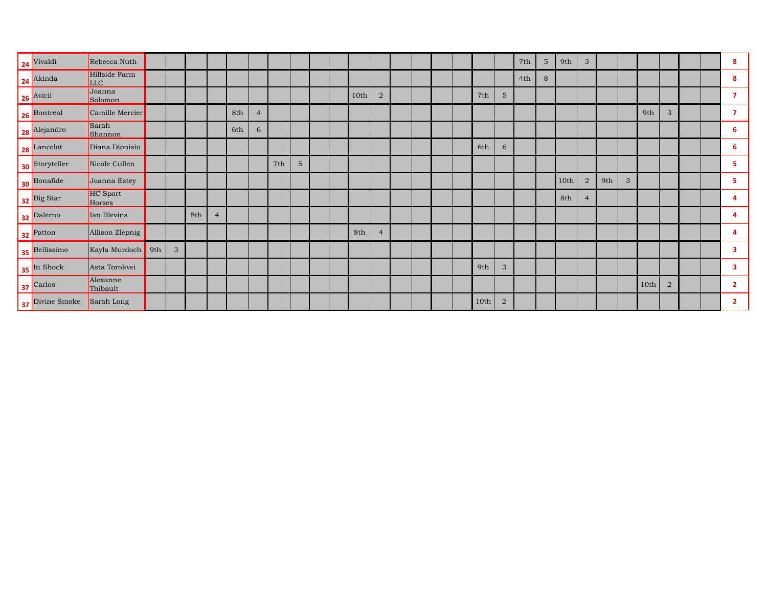| | | | | | | | | | | | | | | | | | | | | | | | | | | | | | | | |
|---|---|---|---|---|---|---|---|---|---|---|---|---|---|---|---|---|---|---|---|---|---|---|---|---|---|---|---|---|---|---|---|
| 24 | Vivaldi | Rebecca Nuth | | | | | | | | | | | | | | | | | | | 7th | 5 | 9th | 3 | | | | | | | 8 |
| 24 | Akinda | Hillside Farm LLC | | | | | | | | | | | | | | | | | | | 4th | 8 | | | | | | | | | 8 |
| 26 | Avicii | Joanna Solomon | | | | | | | | | | | 10th | 2 | | | | | 7th | 5 | | | | | | | | | | | 7 |
| 26 | Bontreal | Camille Mercier | | | | | 8th | 4 | | | | | | | | | | | | | | | | | | | 9th | 3 | | | 7 |
| 28 | Alejandro | Sarah Shannon | | | | | 6th | 6 | | | | | | | | | | | | | | | | | | | | | | | 6 |
| 28 | Lancelot | Diana Dionisio | | | | | | | | | | | | | | | | | 6th | 6 | | | | | | | | | | | 6 |
| 30 | Storyteller | Nicole Cullen | | | | | | | 7th | 5 | | | | | | | | | | | | | | | | | | | | | 5 |
| 30 | Bonafide | Joanna Estey | | | | | | | | | | | | | | | | | | | | | 10th | 2 | 9th | 3 | | | | | 5 |
| 32 | Big Star | HC Sport Horses | | | | | | | | | | | | | | | | | | | | | 8th | 4 | | | | | | | 4 |
| 32 | Dalerno | Ian Blevins | | | 8th | 4 | | | | | | | | | | | | | | | | | | | | | | | | | 4 |
| 32 | Patton | Allison Zlepnig | | | | | | | | | | | 8th | 4 | | | | | | | | | | | | | | | | | 4 |
| 35 | Bellissimo | Kayla Murdoch | 9th | 3 | | | | | | | | | | | | | | | | | | | | | | | | | | | 3 |
| 35 | In Shock | Asta Torokvei | | | | | | | | | | | | | | | | | 9th | 3 | | | | | | | | | | | 3 |
| 37 | Carlos | Alexanne Thibault | | | | | | | | | | | | | | | | | | | | | | | | | 10th | 2 | | | 2 |
| 37 | Divine Smoke | Sarah Long | | | | | | | | | | | | | | | | | 10th | 2 | | | | | | | | | | | 2 |